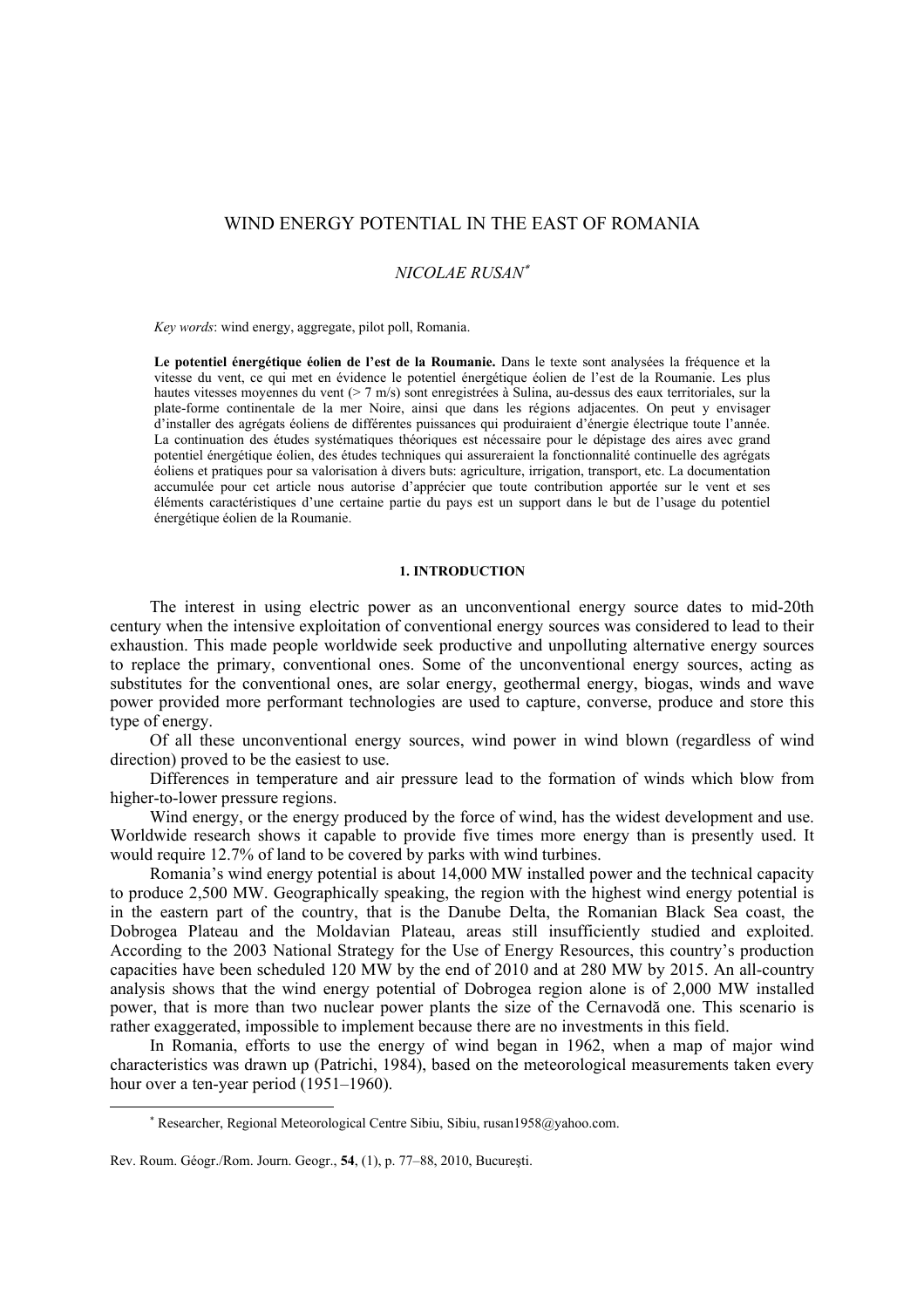# WIND ENERGY POTENTIAL IN THE EAST OF ROMANIA

*NICOLAE RUSAN*[*]

*Key words*: wind energy, aggregate, pilot poll, Romania.

**Le potentiel énergétique éolien de l'est de la Roumanie.** Dans le texte sont analysées la fréquence et la vitesse du vent, ce qui met en évidence le potentiel énergétique éolien de l'est de la Roumanie. Les plus hautes vitesses moyennes du vent (> 7 m/s) sont enregistrées à Sulina, au-dessus des eaux territoriales, sur la plate-forme continentale de la mer Noire, ainsi que dans les régions adjacentes. On peut y envisager d'installer des agrégats éoliens de différentes puissances qui produiraient d'énergie électrique toute l'année. La continuation des études systématiques théoriques est nécessaire pour le dépistage des aires avec grand potentiel énergétique éolien, des études techniques qui assureraient la fonctionnalité continuelle des agrégats éoliens et pratiques pour sa valorisation à divers buts: agriculture, irrigation, transport, etc. La documentation accumulée pour cet article nous autorise d'apprécier que toute contribution apportée sur le vent et ses éléments caractéristiques d'une certaine partie du pays est un support dans le but de l'usage du potentiel énergétique éolien de la Roumanie.

## 1. INTRODUCTION

The interest in using electric power as an unconventional energy source dates to mid-20th century when the intensive exploitation of conventional energy sources was considered to lead to their exhaustion. This made people worldwide seek productive and unpolluting alternative energy sources to replace the primary, conventional ones. Some of the unconventional energy sources, acting as substitutes for the conventional ones, are solar energy, geothermal energy, biogas, winds and wave power provided more performant technologies are used to capture, converse, produce and store this type of energy.

Of all these unconventional energy sources, wind power in wind blown (regardless of wind direction) proved to be the easiest to use.

Differences in temperature and air pressure lead to the formation of winds which blow from higher-to-lower pressure regions.

Wind energy, or the energy produced by the force of wind, has the widest development and use. Worldwide research shows it capable to provide five times more energy than is presently used. It would require 12.7% of land to be covered by parks with wind turbines.

Romania's wind energy potential is about 14,000 MW installed power and the technical capacity to produce 2,500 MW. Geographically speaking, the region with the highest wind energy potential is in the eastern part of the country, that is the Danube Delta, the Romanian Black Sea coast, the Dobrogea Plateau and the Moldavian Plateau, areas still insufficiently studied and exploited. According to the 2003 National Strategy for the Use of Energy Resources, this country's production capacities have been scheduled 120 MW by the end of 2010 and at 280 MW by 2015. An all-country analysis shows that the wind energy potential of Dobrogea region alone is of 2,000 MW installed power, that is more than two nuclear power plants the size of the Cernavodă one. This scenario is rather exaggerated, impossible to implement because there are no investments in this field.

In Romania, efforts to use the energy of wind began in 1962, when a map of major wind characteristics was drawn up (Patrichi, 1984), based on the meteorological measurements taken every hour over a ten-year period (1951–1960).

[*] Researcher, Regional Meteorological Centre Sibiu, Sibiu, rusan1958@yahoo.com.

Rev. Roum. Géogr./Rom. Journ. Geogr., **54**, (1), p. 77–88, 2010, Bucureşti.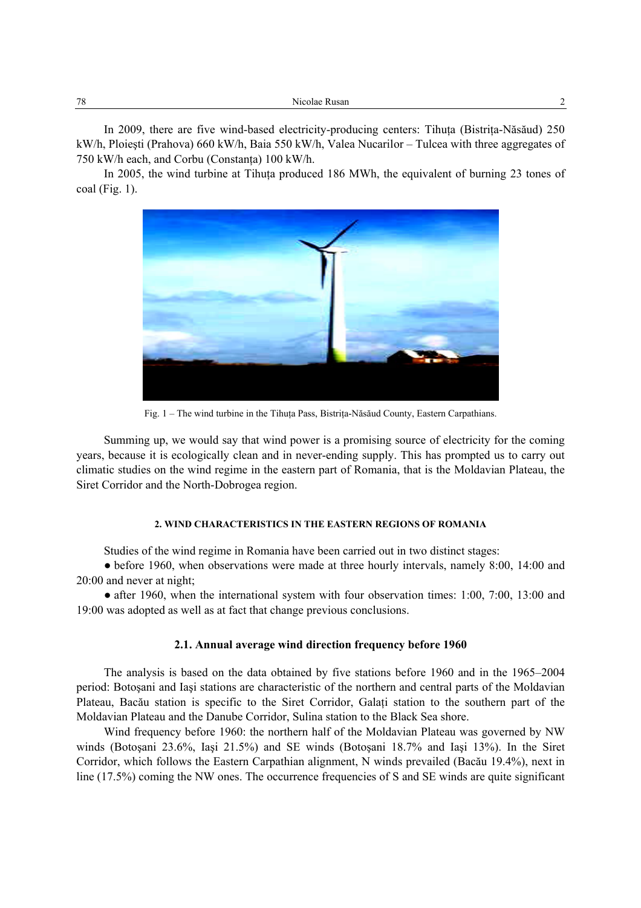In 2009, there are five wind-based electricity-producing centers: Tihuța (Bistrița-Năsăud) 250 kW/h, Ploiești (Prahova) 660 kW/h, Baia 550 kW/h, Valea Nucarilor – Tulcea with three aggregates of 750 kW/h each, and Corbu (Constanța) 100 kW/h.

In 2005, the wind turbine at Tihuța produced 186 MWh, the equivalent of burning 23 tones of coal (Fig. 1).

Fig. 1 – The wind turbine in the Tihuța Pass, Bistrița-Năsăud County, Eastern Carpathians.

Summing up, we would say that wind power is a promising source of electricity for the coming years, because it is ecologically clean and in never-ending supply. This has prompted us to carry out climatic studies on the wind regime in the eastern part of Romania, that is the Moldavian Plateau, the Siret Corridor and the North-Dobrogea region.

## 2. WIND CHARACTERISTICS IN THE EASTERN REGIONS OF ROMANIA

Studies of the wind regime in Romania have been carried out in two distinct stages:

- before 1960, when observations were made at three hourly intervals, namely 8:00, 14:00 and 20:00 and never at night;
- after 1960, when the international system with four observation times: 1:00, 7:00, 13:00 and 19:00 was adopted as well as at fact that change previous conclusions.

### 2.1. Annual average wind direction frequency before 1960

The analysis is based on the data obtained by five stations before 1960 and in the 1965–2004 period: Botoșani and Iași stations are characteristic of the northern and central parts of the Moldavian Plateau, Bacău station is specific to the Siret Corridor, Galați station to the southern part of the Moldavian Plateau and the Danube Corridor, Sulina station to the Black Sea shore.

Wind frequency before 1960: the northern half of the Moldavian Plateau was governed by NW winds (Botoșani 23.6%, Iași 21.5%) and SE winds (Botoșani 18.7% and Iași 13%). In the Siret Corridor, which follows the Eastern Carpathian alignment, N winds prevailed (Bacău 19.4%), next in line (17.5%) coming the NW ones. The occurrence frequencies of S and SE winds are quite significant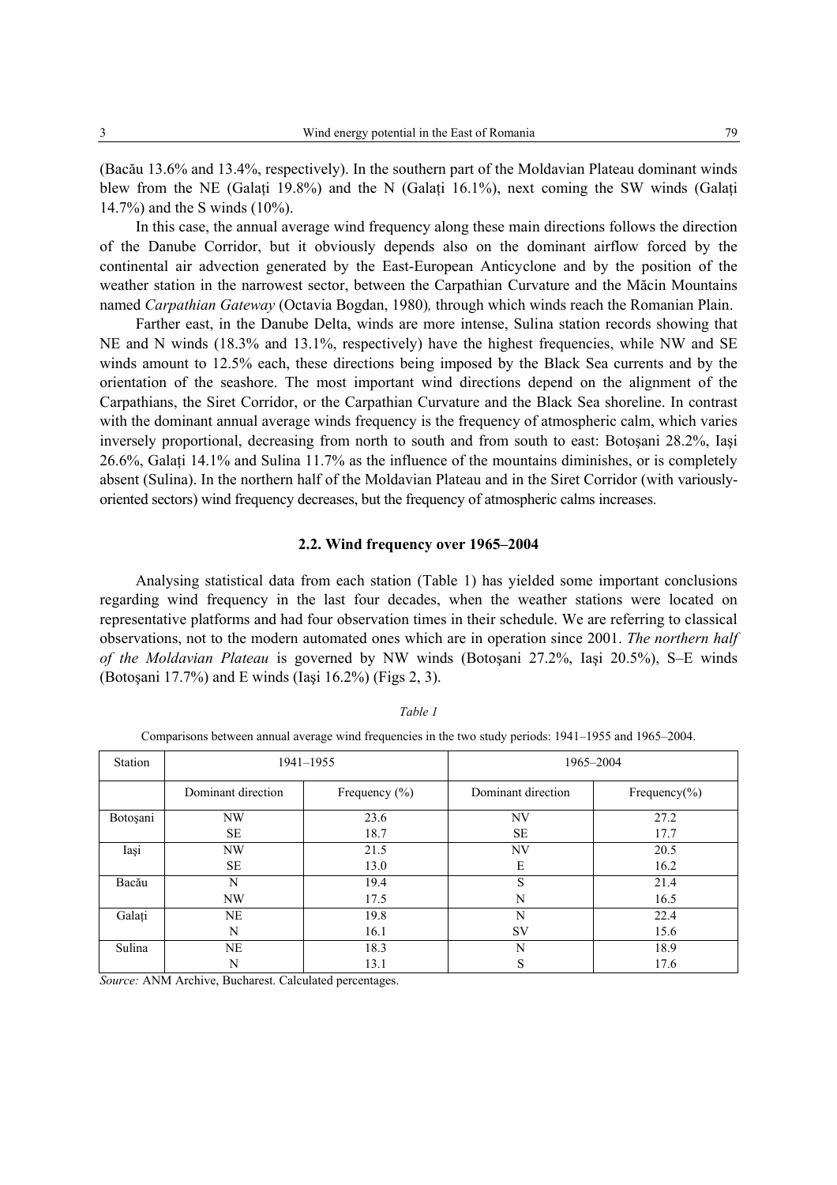(Bacău 13.6% and 13.4%, respectively). In the southern part of the Moldavian Plateau dominant winds blew from the NE (Galați 19.8%) and the N (Galați 16.1%), next coming the SW winds (Galați 14.7%) and the S winds (10%).

In this case, the annual average wind frequency along these main directions follows the direction of the Danube Corridor, but it obviously depends also on the dominant airflow forced by the continental air advection generated by the East-European Anticyclone and by the position of the weather station in the narrowest sector, between the Carpathian Curvature and the Măcin Mountains named *Carpathian Gateway* (Octavia Bogdan, 1980)*,* through which winds reach the Romanian Plain.

Farther east, in the Danube Delta, winds are more intense, Sulina station records showing that NE and N winds (18.3% and 13.1%, respectively) have the highest frequencies, while NW and SE winds amount to 12.5% each, these directions being imposed by the Black Sea currents and by the orientation of the seashore. The most important wind directions depend on the alignment of the Carpathians, the Siret Corridor, or the Carpathian Curvature and the Black Sea shoreline. In contrast with the dominant annual average winds frequency is the frequency of atmospheric calm, which varies inversely proportional, decreasing from north to south and from south to east: Botoşani 28.2%, Iaşi 26.6%, Galați 14.1% and Sulina 11.7% as the influence of the mountains diminishes, or is completely absent (Sulina). In the northern half of the Moldavian Plateau and in the Siret Corridor (with variously-oriented sectors) wind frequency decreases, but the frequency of atmospheric calms increases.

### 2.2. Wind frequency over 1965–2004

Analysing statistical data from each station (Table 1) has yielded some important conclusions regarding wind frequency in the last four decades, when the weather stations were located on representative platforms and had four observation times in their schedule. We are referring to classical observations, not to the modern automated ones which are in operation since 2001. *The northern half of the Moldavian Plateau* is governed by NW winds (Botoşani 27.2%, Iaşi 20.5%), S–E winds (Botoşani 17.7%) and E winds (Iaşi 16.2%) (Figs 2, 3).

*Table 1*

Comparisons between annual average wind frequencies in the two study periods: 1941–1955 and 1965–2004.

| Station | 1941–1955 | | 1965–2004 | |
|---|---|---|---|---|
| | Dominant direction | Frequency (%) | Dominant direction | Frequency(%) |
| Botoşani | NW | 23.6 | NV | 27.2 |
| | SE | 18.7 | SE | 17.7 |
| Iaşi | NW | 21.5 | NV | 20.5 |
| | SE | 13.0 | E | 16.2 |
| Bacău | N | 19.4 | S | 21.4 |
| | NW | 17.5 | N | 16.5 |
| Galați | NE | 19.8 | N | 22.4 |
| | N | 16.1 | SV | 15.6 |
| Sulina | NE | 18.3 | N | 18.9 |
| | N | 13.1 | S | 17.6 |

*Source:* ANM Archive, Bucharest. Calculated percentages.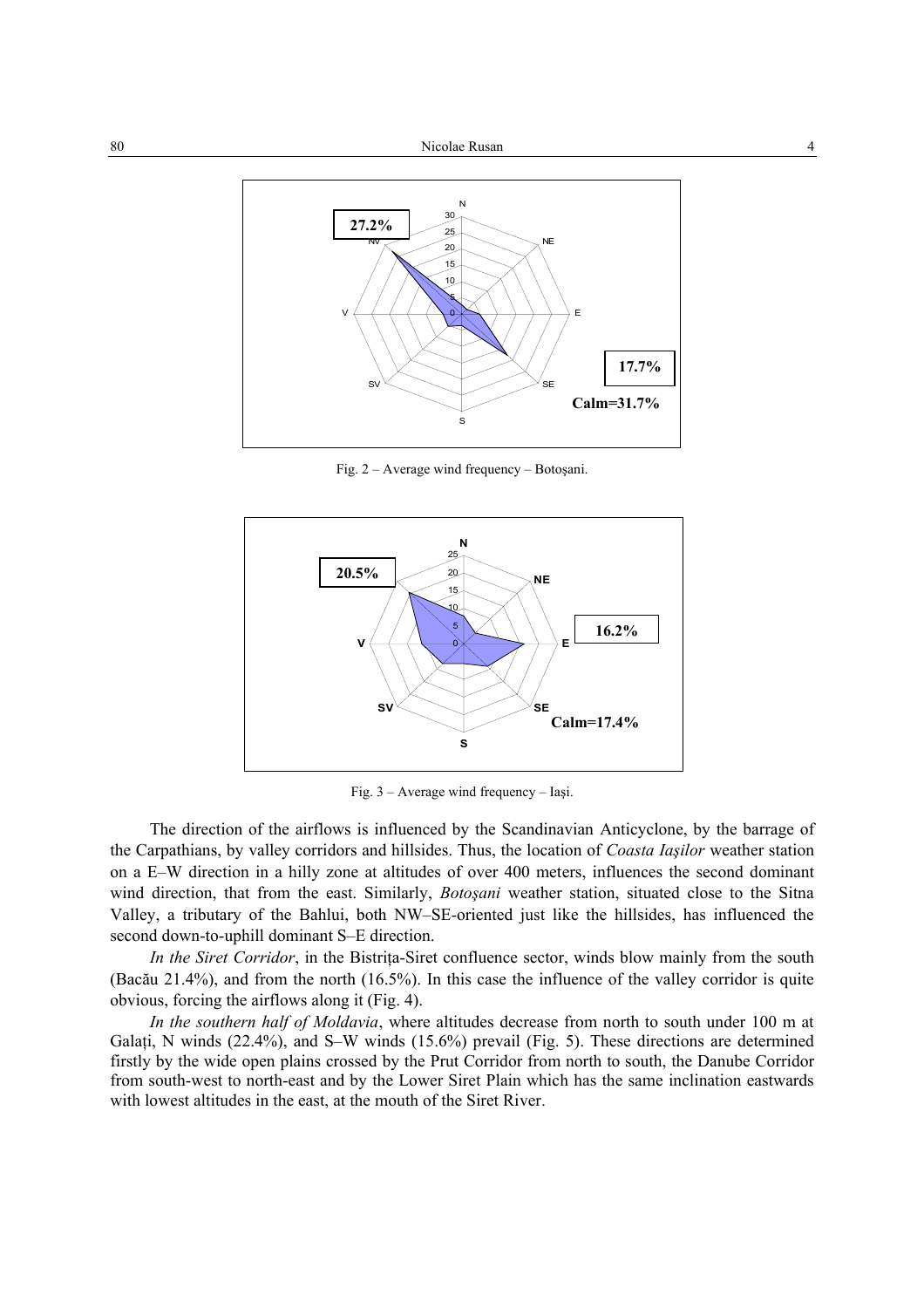Fig. 2 – Average wind frequency – Botoşani.

Fig. 3 – Average wind frequency – Iaşi.

The direction of the airflows is influenced by the Scandinavian Anticyclone, by the barrage of the Carpathians, by valley corridors and hillsides. Thus, the location of *Coasta Iaşilor* weather station on a E–W direction in a hilly zone at altitudes of over 400 meters, influences the second dominant wind direction, that from the east. Similarly, *Botoşani* weather station, situated close to the Sitna Valley, a tributary of the Bahlui, both NW–SE-oriented just like the hillsides, has influenced the second down-to-uphill dominant S–E direction.

*In the Siret Corridor*, in the Bistriţa-Siret confluence sector, winds blow mainly from the south (Bacău 21.4%), and from the north (16.5%). In this case the influence of the valley corridor is quite obvious, forcing the airflows along it (Fig. 4).

*In the southern half of Moldavia*, where altitudes decrease from north to south under 100 m at Galaţi, N winds (22.4%), and S–W winds (15.6%) prevail (Fig. 5). These directions are determined firstly by the wide open plains crossed by the Prut Corridor from north to south, the Danube Corridor from south-west to north-east and by the Lower Siret Plain which has the same inclination eastwards with lowest altitudes in the east, at the mouth of the Siret River.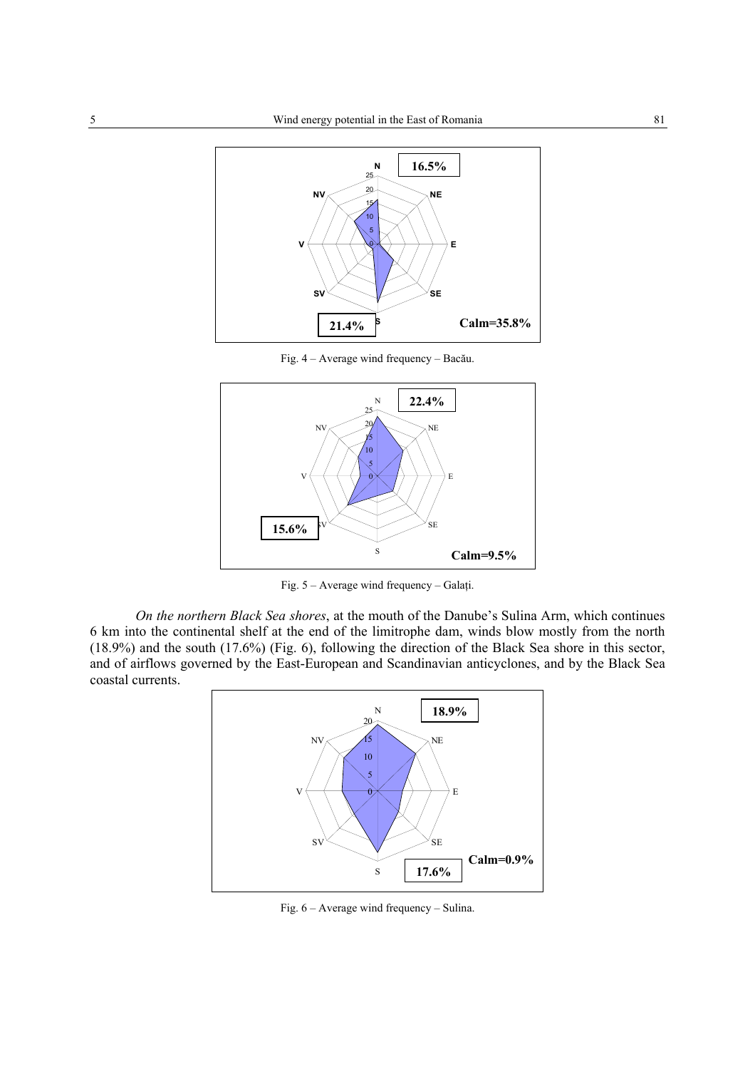Fig. 4 – Average wind frequency – Bacău.

Fig. 5 – Average wind frequency – Galați.

*On the northern Black Sea shores*, at the mouth of the Danube's Sulina Arm, which continues 6 km into the continental shelf at the end of the limitrophe dam, winds blow mostly from the north (18.9%) and the south (17.6%) (Fig. 6), following the direction of the Black Sea shore in this sector, and of airflows governed by the East-European and Scandinavian anticyclones, and by the Black Sea coastal currents.

Fig. 6 – Average wind frequency – Sulina.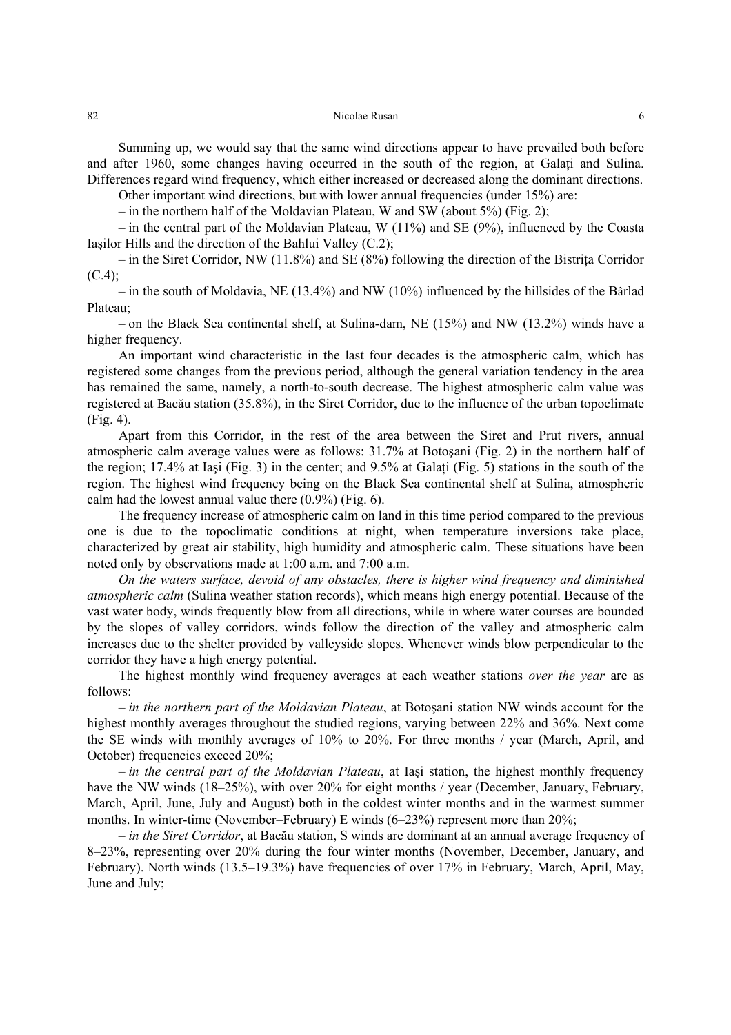Summing up, we would say that the same wind directions appear to have prevailed both before and after 1960, some changes having occurred in the south of the region, at Galați and Sulina. Differences regard wind frequency, which either increased or decreased along the dominant directions.

Other important wind directions, but with lower annual frequencies (under 15%) are:

– in the northern half of the Moldavian Plateau, W and SW (about 5%) (Fig. 2);

– in the central part of the Moldavian Plateau, W (11%) and SE (9%), influenced by the Coasta Iașilor Hills and the direction of the Bahlui Valley (C.2);

– in the Siret Corridor, NW (11.8%) and SE (8%) following the direction of the Bistrița Corridor (C.4);

– in the south of Moldavia, NE (13.4%) and NW (10%) influenced by the hillsides of the Bârlad Plateau;

– on the Black Sea continental shelf, at Sulina-dam, NE (15%) and NW (13.2%) winds have a higher frequency.

An important wind characteristic in the last four decades is the atmospheric calm, which has registered some changes from the previous period, although the general variation tendency in the area has remained the same, namely, a north-to-south decrease. The highest atmospheric calm value was registered at Bacău station (35.8%), in the Siret Corridor, due to the influence of the urban topoclimate (Fig. 4).

Apart from this Corridor, in the rest of the area between the Siret and Prut rivers, annual atmospheric calm average values were as follows: 31.7% at Botoșani (Fig. 2) in the northern half of the region; 17.4% at Iași (Fig. 3) in the center; and 9.5% at Galați (Fig. 5) stations in the south of the region. The highest wind frequency being on the Black Sea continental shelf at Sulina, atmospheric calm had the lowest annual value there (0.9%) (Fig. 6).

The frequency increase of atmospheric calm on land in this time period compared to the previous one is due to the topoclimatic conditions at night, when temperature inversions take place, characterized by great air stability, high humidity and atmospheric calm. These situations have been noted only by observations made at 1:00 a.m. and 7:00 a.m.

*On the waters surface, devoid of any obstacles, there is higher wind frequency and diminished atmospheric calm* (Sulina weather station records), which means high energy potential. Because of the vast water body, winds frequently blow from all directions, while in where water courses are bounded by the slopes of valley corridors, winds follow the direction of the valley and atmospheric calm increases due to the shelter provided by valleyside slopes. Whenever winds blow perpendicular to the corridor they have a high energy potential.

The highest monthly wind frequency averages at each weather stations *over the year* are as follows:

– *in the northern part of the Moldavian Plateau*, at Botoșani station NW winds account for the highest monthly averages throughout the studied regions, varying between 22% and 36%. Next come the SE winds with monthly averages of 10% to 20%. For three months / year (March, April, and October) frequencies exceed 20%;

– *in the central part of the Moldavian Plateau*, at Iași station, the highest monthly frequency have the NW winds (18–25%), with over 20% for eight months / year (December, January, February, March, April, June, July and August) both in the coldest winter months and in the warmest summer months. In winter-time (November–February) E winds (6–23%) represent more than 20%;

– *in the Siret Corridor*, at Bacău station, S winds are dominant at an annual average frequency of 8–23%, representing over 20% during the four winter months (November, December, January, and February). North winds (13.5–19.3%) have frequencies of over 17% in February, March, April, May, June and July;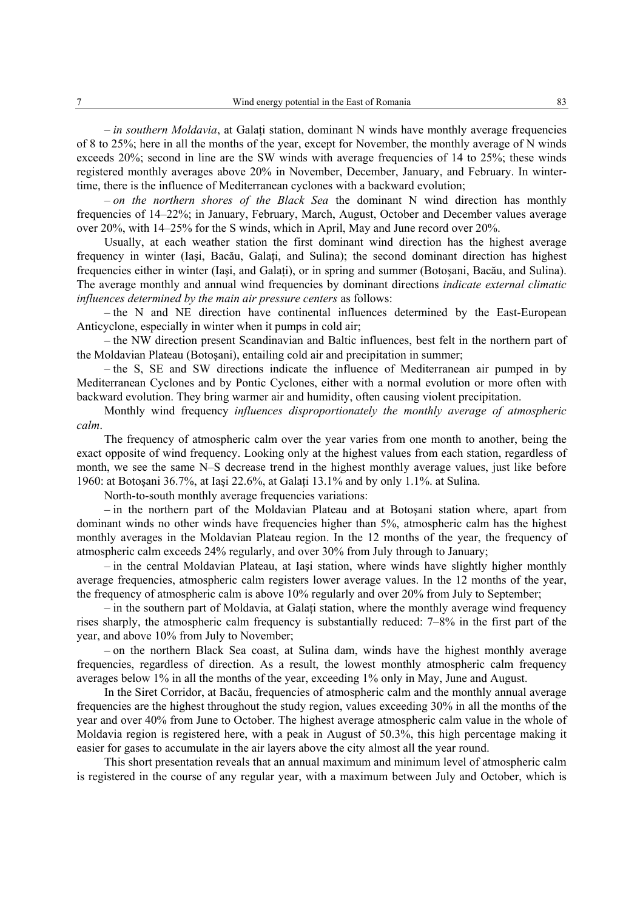– *in southern Moldavia*, at Galați station, dominant N winds have monthly average frequencies of 8 to 25%; here in all the months of the year, except for November, the monthly average of N winds exceeds 20%; second in line are the SW winds with average frequencies of 14 to 25%; these winds registered monthly averages above 20% in November, December, January, and February. In wintertime, there is the influence of Mediterranean cyclones with a backward evolution;

– *on the northern shores of the Black Sea* the dominant N wind direction has monthly frequencies of 14–22%; in January, February, March, August, October and December values average over 20%, with 14–25% for the S winds, which in April, May and June record over 20%.

Usually, at each weather station the first dominant wind direction has the highest average frequency in winter (Iaşi, Bacău, Galați, and Sulina); the second dominant direction has highest frequencies either in winter (Iaşi, and Galați), or in spring and summer (Botoşani, Bacău, and Sulina). The average monthly and annual wind frequencies by dominant directions *indicate external climatic influences determined by the main air pressure centers* as follows:

– the N and NE direction have continental influences determined by the East-European Anticyclone, especially in winter when it pumps in cold air;

– the NW direction present Scandinavian and Baltic influences, best felt in the northern part of the Moldavian Plateau (Botoşani), entailing cold air and precipitation in summer;

– the S, SE and SW directions indicate the influence of Mediterranean air pumped in by Mediterranean Cyclones and by Pontic Cyclones, either with a normal evolution or more often with backward evolution. They bring warmer air and humidity, often causing violent precipitation.

Monthly wind frequency *influences disproportionately the monthly average of atmospheric calm*.

The frequency of atmospheric calm over the year varies from one month to another, being the exact opposite of wind frequency. Looking only at the highest values from each station, regardless of month, we see the same N–S decrease trend in the highest monthly average values, just like before 1960: at Botoşani 36.7%, at Iaşi 22.6%, at Galați 13.1% and by only 1.1%. at Sulina.

North-to-south monthly average frequencies variations:

– in the northern part of the Moldavian Plateau and at Botoşani station where, apart from dominant winds no other winds have frequencies higher than 5%, atmospheric calm has the highest monthly averages in the Moldavian Plateau region. In the 12 months of the year, the frequency of atmospheric calm exceeds 24% regularly, and over 30% from July through to January;

– in the central Moldavian Plateau, at Iaşi station, where winds have slightly higher monthly average frequencies, atmospheric calm registers lower average values. In the 12 months of the year, the frequency of atmospheric calm is above 10% regularly and over 20% from July to September;

– in the southern part of Moldavia, at Galați station, where the monthly average wind frequency rises sharply, the atmospheric calm frequency is substantially reduced: 7–8% in the first part of the year, and above 10% from July to November;

– on the northern Black Sea coast, at Sulina dam, winds have the highest monthly average frequencies, regardless of direction. As a result, the lowest monthly atmospheric calm frequency averages below 1% in all the months of the year, exceeding 1% only in May, June and August.

In the Siret Corridor, at Bacău, frequencies of atmospheric calm and the monthly annual average frequencies are the highest throughout the study region, values exceeding 30% in all the months of the year and over 40% from June to October. The highest average atmospheric calm value in the whole of Moldavia region is registered here, with a peak in August of 50.3%, this high percentage making it easier for gases to accumulate in the air layers above the city almost all the year round.

This short presentation reveals that an annual maximum and minimum level of atmospheric calm is registered in the course of any regular year, with a maximum between July and October, which is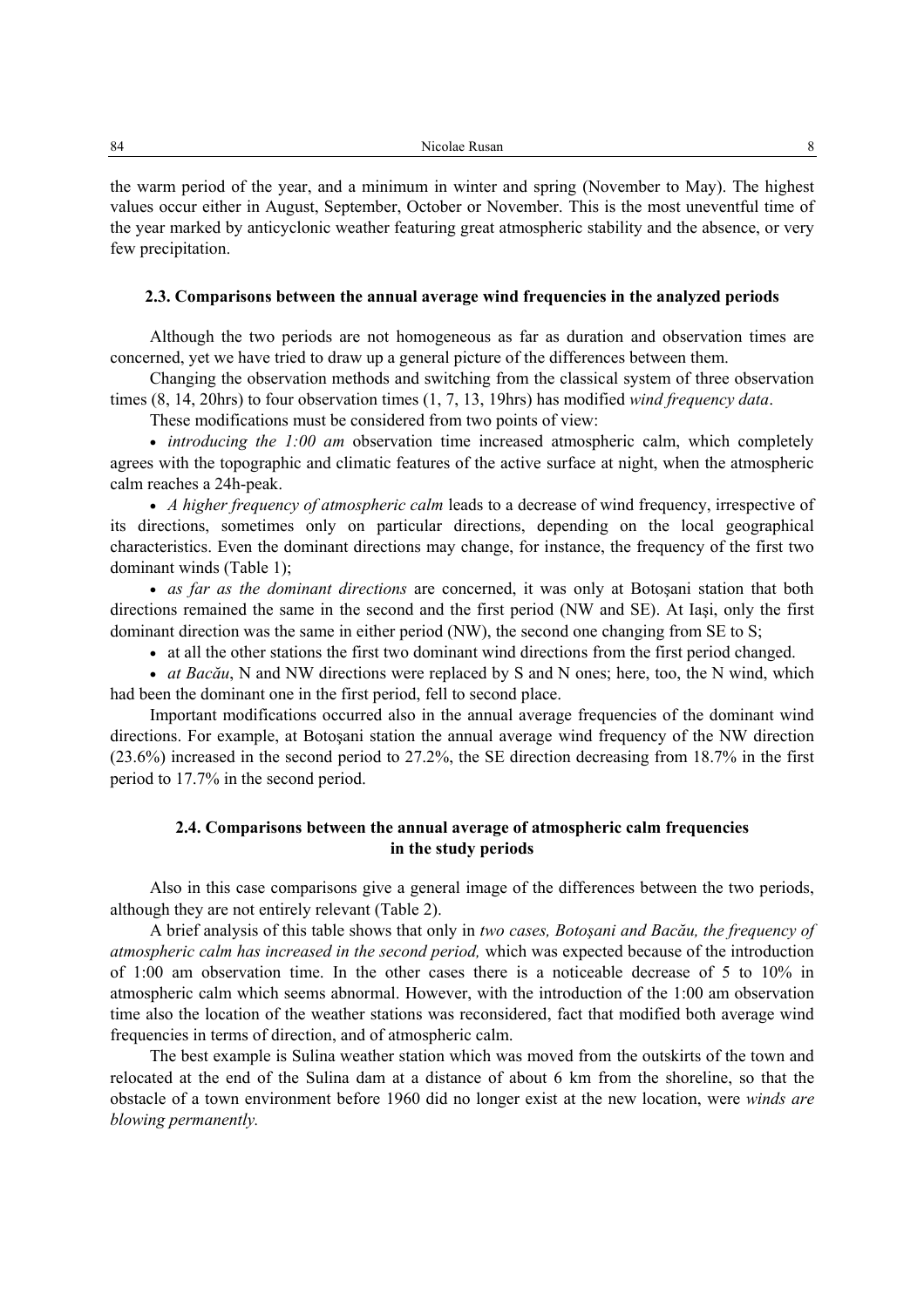the warm period of the year, and a minimum in winter and spring (November to May). The highest values occur either in August, September, October or November. This is the most uneventful time of the year marked by anticyclonic weather featuring great atmospheric stability and the absence, or very few precipitation.

### 2.3. Comparisons between the annual average wind frequencies in the analyzed periods

Although the two periods are not homogeneous as far as duration and observation times are concerned, yet we have tried to draw up a general picture of the differences between them.

Changing the observation methods and switching from the classical system of three observation times (8, 14, 20hrs) to four observation times (1, 7, 13, 19hrs) has modified *wind frequency data*.

These modifications must be considered from two points of view:

- *introducing the 1:00 am* observation time increased atmospheric calm, which completely agrees with the topographic and climatic features of the active surface at night, when the atmospheric calm reaches a 24h-peak.
- *A higher frequency of atmospheric calm* leads to a decrease of wind frequency, irrespective of its directions, sometimes only on particular directions, depending on the local geographical characteristics. Even the dominant directions may change, for instance, the frequency of the first two dominant winds (Table 1);
- *as far as the dominant directions* are concerned, it was only at Botoşani station that both directions remained the same in the second and the first period (NW and SE). At Iaşi, only the first dominant direction was the same in either period (NW), the second one changing from SE to S;
- at all the other stations the first two dominant wind directions from the first period changed.
- *at Bacău*, N and NW directions were replaced by S and N ones; here, too, the N wind, which had been the dominant one in the first period, fell to second place.

Important modifications occurred also in the annual average frequencies of the dominant wind directions. For example, at Botoşani station the annual average wind frequency of the NW direction (23.6%) increased in the second period to 27.2%, the SE direction decreasing from 18.7% in the first period to 17.7% in the second period.

### 2.4. Comparisons between the annual average of atmospheric calm frequencies in the study periods

Also in this case comparisons give a general image of the differences between the two periods, although they are not entirely relevant (Table 2).

A brief analysis of this table shows that only in *two cases, Botoşani and Bacău, the frequency of atmospheric calm has increased in the second period,* which was expected because of the introduction of 1:00 am observation time. In the other cases there is a noticeable decrease of 5 to 10% in atmospheric calm which seems abnormal. However, with the introduction of the 1:00 am observation time also the location of the weather stations was reconsidered, fact that modified both average wind frequencies in terms of direction, and of atmospheric calm.

The best example is Sulina weather station which was moved from the outskirts of the town and relocated at the end of the Sulina dam at a distance of about 6 km from the shoreline, so that the obstacle of a town environment before 1960 did no longer exist at the new location, were *winds are blowing permanently.*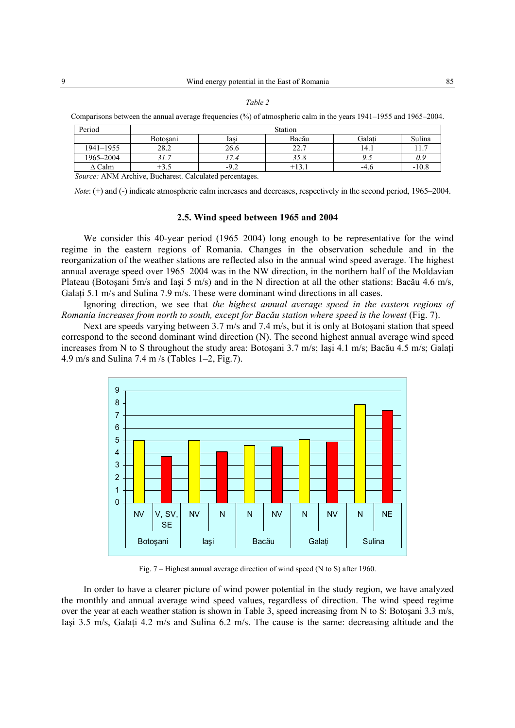*Table 2*

Comparisons between the annual average frequencies (%) of atmospheric calm in the years 1941–1955 and 1965–2004.

| Period | Station | | | | |
|---|---|---|---|---|---|
| | Botoşani | Iaşi | Bacău | Galați | Sulina |
| 1941–1955 | 28.2 | 26.6 | 22.7 | 14.1 | 11.7 |
| 1965–2004 | *31.7* | *17.4* | *35.8* | *9.5* | *0.9* |
| Δ Calm | +3.5 | -9.2 | +13.1 | -4.6 | -10.8 |

*Source:* ANM Archive, Bucharest. Calculated percentages.

*Note*: (+) and (-) indicate atmospheric calm increases and decreases, respectively in the second period, 1965–2004.

### 2.5. Wind speed between 1965 and 2004

We consider this 40-year period (1965–2004) long enough to be representative for the wind regime in the eastern regions of Romania. Changes in the observation schedule and in the reorganization of the weather stations are reflected also in the annual wind speed average. The highest annual average speed over 1965–2004 was in the NW direction, in the northern half of the Moldavian Plateau (Botoşani 5m/s and Iaşi 5 m/s) and in the N direction at all the other stations: Bacău 4.6 m/s, Galați 5.1 m/s and Sulina 7.9 m/s. These were dominant wind directions in all cases.

Ignoring direction, we see that *the highest annual average speed in the eastern regions of Romania increases from north to south, except for Bacău station where speed is the lowest* (Fig. 7).

Next are speeds varying between 3.7 m/s and 7.4 m/s, but it is only at Botoşani station that speed correspond to the second dominant wind direction (N). The second highest annual average wind speed increases from N to S throughout the study area: Botoşani 3.7 m/s; Iaşi 4.1 m/s; Bacău 4.5 m/s; Galați 4.9 m/s and Sulina 7.4 m /s (Tables 1–2, Fig.7).

Fig. 7 – Highest annual average direction of wind speed (N to S) after 1960.

In order to have a clearer picture of wind power potential in the study region, we have analyzed the monthly and annual average wind speed values, regardless of direction. The wind speed regime over the year at each weather station is shown in Table 3, speed increasing from N to S: Botoşani 3.3 m/s, Iaşi 3.5 m/s, Galați 4.2 m/s and Sulina 6.2 m/s. The cause is the same: decreasing altitude and the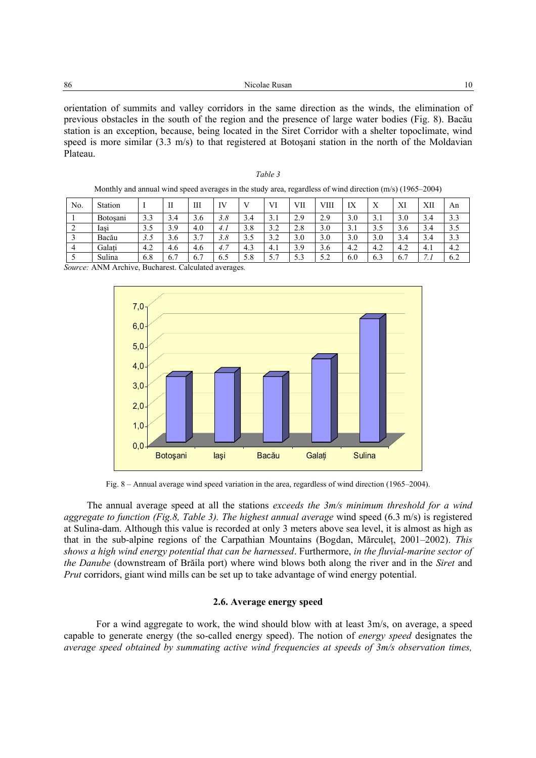orientation of summits and valley corridors in the same direction as the winds, the elimination of previous obstacles in the south of the region and the presence of large water bodies (Fig. 8). Bacău station is an exception, because, being located in the Siret Corridor with a shelter topoclimate, wind speed is more similar (3.3 m/s) to that registered at Botoşani station in the north of the Moldavian Plateau.

*Table 3*

Monthly and annual wind speed averages in the study area, regardless of wind direction (m/s) (1965–2004)

| No. | Station | I | II | III | IV | V | VI | VII | VIII | IX | X | XI | XII | An |
|---|---|---|---|---|---|---|---|---|---|---|---|---|---|---|
| 1 | Botoşani | 3.3 | 3.4 | 3.6 | *3.8* | 3.4 | 3.1 | 2.9 | 2.9 | 3.0 | 3.1 | 3.0 | 3.4 | 3.3 |
| 2 | Iaşi | 3.5 | 3.9 | 4.0 | *4.1* | 3.8 | 3.2 | 2.8 | 3.0 | 3.1 | 3.5 | 3.6 | 3.4 | 3.5 |
| 3 | Bacău | *3.5* | 3.6 | 3.7 | *3.8* | 3.5 | 3.2 | 3.0 | 3.0 | 3.0 | 3.0 | 3.4 | 3.4 | 3.3 |
| 4 | Galaţi | 4.2 | 4.6 | 4.6 | *4.7* | 4.3 | 4.1 | 3.9 | 3.6 | 4.2 | 4.2 | 4.2 | 4.1 | 4.2 |
| 5 | Sulina | 6.8 | 6.7 | 6.7 | 6.5 | 5.8 | 5.7 | 5.3 | 5.2 | 6.0 | 6.3 | 6.7 | *7.1* | 6.2 |

*Source:* ANM Archive, Bucharest. Calculated averages.

Fig. 8 – Annual average wind speed variation in the area, regardless of wind direction (1965–2004).

The annual average speed at all the stations *exceeds the 3m/s minimum threshold for a wind aggregate to function (Fig.8, Table 3). The highest annual average* wind speed (6.3 m/s) is registered at Sulina-dam. Although this value is recorded at only 3 meters above sea level, it is almost as high as that in the sub-alpine regions of the Carpathian Mountains (Bogdan, Mărculeţ, 2001–2002). *This shows a high wind energy potential that can be harnessed*. Furthermore, *in the fluvial-marine sector of the Danube* (downstream of Brăila port) where wind blows both along the river and in the *Siret* and *Prut* corridors, giant wind mills can be set up to take advantage of wind energy potential.

### 2.6. Average energy speed

For a wind aggregate to work, the wind should blow with at least 3m/s, on average, a speed capable to generate energy (the so-called energy speed). The notion of *energy speed* designates the *average speed obtained by summating active wind frequencies at speeds of 3m/s observation times,*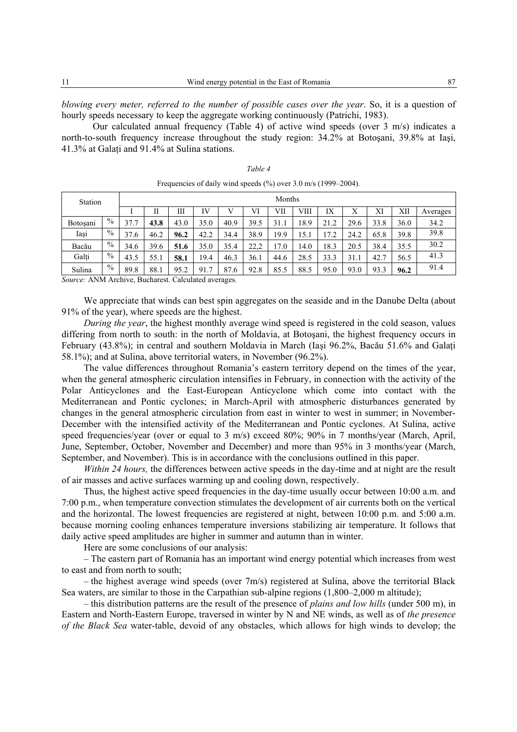*blowing every meter, referred to the number of possible cases over the year*. So, it is a question of hourly speeds necessary to keep the aggregate working continuously (Patrichi, 1983).

Our calculated annual frequency (Table 4) of active wind speeds (over 3 m/s) indicates a north-to-south frequency increase throughout the study region: 34.2% at Botoşani, 39.8% at Iaşi, 41.3% at Galați and 91.4% at Sulina stations.

*Table 4*

Frequencies of daily wind speeds (%) over 3.0 m/s (1999–2004).

| Station | | Months | | | | | | | | | | | | |
|---|---|---|---|---|---|---|---|---|---|---|---|---|---|---|
| | | I | II | III | IV | V | VI | VII | VIII | IX | X | XI | XII | Averages |
| Botoşani | % | 37.7 | **43.8** | 43.0 | 35.0 | 40.9 | 39.5 | 31.1 | 18.9 | 21.2 | 29.6 | 33.8 | 36.0 | 34.2 |
| Iaşi | % | 37.6 | 46.2 | **96.2** | 42.2 | 34.4 | 38.9 | 19.9 | 15.1 | 17.2 | 24.2 | 65.8 | 39.8 | 39.8 |
| Bacău | % | 34.6 | 39.6 | **51.6** | 35.0 | 35.4 | 22,2 | 17.0 | 14.0 | 18.3 | 20.5 | 38.4 | 35.5 | 30.2 |
| Galți | % | 43.5 | 55.1 | **58.1** | 19.4 | 46.3 | 36.1 | 44.6 | 28.5 | 33.3 | 31.1 | 42.7 | 56.5 | 41.3 |
| Sulina | % | 89.8 | 88.1 | 95.2 | 91.7 | 87.6 | 92.8 | 85.5 | 88.5 | 95.0 | 93.0 | 93.3 | **96.2** | 91.4 |

*Source:* ANM Archive, Bucharest. Calculated averages.

We appreciate that winds can best spin aggregates on the seaside and in the Danube Delta (about 91% of the year), where speeds are the highest.

*During the year*, the highest monthly average wind speed is registered in the cold season, values differing from north to south: in the north of Moldavia, at Botoşani, the highest frequency occurs in February (43.8%); in central and southern Moldavia in March (Iaşi 96.2%, Bacău 51.6% and Galați 58.1%); and at Sulina, above territorial waters, in November (96.2%).

The value differences throughout Romania's eastern territory depend on the times of the year, when the general atmospheric circulation intensifies in February, in connection with the activity of the Polar Anticyclones and the East-European Anticyclone which come into contact with the Mediterranean and Pontic cyclones; in March-April with atmospheric disturbances generated by changes in the general atmospheric circulation from east in winter to west in summer; in November-December with the intensified activity of the Mediterranean and Pontic cyclones. At Sulina, active speed frequencies/year (over or equal to 3 m/s) exceed 80%; 90% in 7 months/year (March, April, June, September, October, November and December) and more than 95% in 3 months/year (March, September, and November). This is in accordance with the conclusions outlined in this paper.

*Within 24 hours,* the differences between active speeds in the day-time and at night are the result of air masses and active surfaces warming up and cooling down, respectively.

Thus, the highest active speed frequencies in the day-time usually occur between 10:00 a.m. and 7:00 p.m., when temperature convection stimulates the development of air currents both on the vertical and the horizontal. The lowest frequencies are registered at night, between 10:00 p.m. and 5:00 a.m. because morning cooling enhances temperature inversions stabilizing air temperature. It follows that daily active speed amplitudes are higher in summer and autumn than in winter.

Here are some conclusions of our analysis:

– The eastern part of Romania has an important wind energy potential which increases from west to east and from north to south;

– the highest average wind speeds (over 7m/s) registered at Sulina, above the territorial Black Sea waters, are similar to those in the Carpathian sub-alpine regions (1,800–2,000 m altitude);

– this distribution patterns are the result of the presence of *plains and low hills* (under 500 m), in Eastern and North-Eastern Europe, traversed in winter by N and NE winds, as well as of *the presence of the Black Sea* water-table, devoid of any obstacles, which allows for high winds to develop; the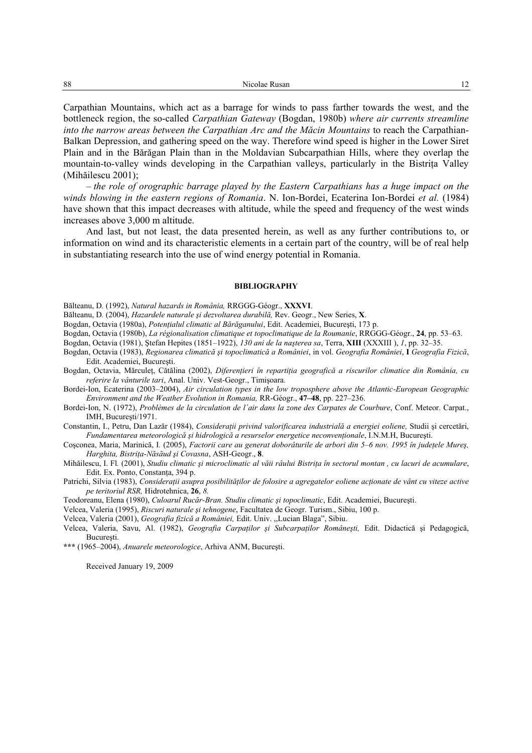Carpathian Mountains, which act as a barrage for winds to pass farther towards the west, and the bottleneck region, the so-called *Carpathian Gateway* (Bogdan, 1980b) *where air currents streamline into the narrow areas between the Carpathian Arc and the Măcin Mountains* to reach the Carpathian-Balkan Depression, and gathering speed on the way. Therefore wind speed is higher in the Lower Siret Plain and in the Bărăgan Plain than in the Moldavian Subcarpathian Hills, where they overlap the mountain-to-valley winds developing in the Carpathian valleys, particularly in the Bistriţa Valley (Mihăilescu 2001);

– *the role of orographic barrage played by the Eastern Carpathians has a huge impact on the winds blowing in the eastern regions of Romania*. N. Ion-Bordei, Ecaterina Ion-Bordei *et al.* (1984) have shown that this impact decreases with altitude, while the speed and frequency of the west winds increases above 3,000 m altitude.

And last, but not least, the data presented herein, as well as any further contributions to, or information on wind and its characteristic elements in a certain part of the country, will be of real help in substantiating research into the use of wind energy potential in Romania.

## BIBLIOGRAPHY

Bălteanu, D. (1992), *Natural hazards in România,* RRGGG-Géogr., **XXXVI**.

Bălteanu, D. (2004), *Hazardele naturale şi dezvoltarea durabilă,* Rev. Geogr., New Series, **X**.

Bogdan, Octavia (1980a), *Potenţialul climatic al Bărăganului*, Edit. Academiei, Bucureşti, 173 p.

Bogdan, Octavia (1980b), *La régionalisation climatique et topoclimatique de la Roumanie*, RRGGG-Géogr., **24**, pp. 53–63.

Bogdan, Octavia (1981), *Ştefan Hepites (1851–1922), 130 ani de la naşterea sa*, Terra, **XIII** (XXXIII ), *1*, pp. 32–35.

Bogdan, Octavia (1983), *Regionarea climatică şi topoclimatică a României*, in vol. *Geografia României*, **I** *Geografia Fizică*, Edit. Academiei, Bucureşti.

Bogdan, Octavia, Mărculeţ, Cătălina (2002), *Diferenţieri în repartiţia geografică a riscurilor climatice din România, cu referire la vânturile tari*, Anal. Univ. Vest-Geogr., Timişoara.

Bordei-Ion, Ecaterina (2003–2004), *Air circulation types in the low troposphere above the Atlantic-European Geographic Environment and the Weather Evolution in Romania,* RR-Géogr., **47–48**, pp. 227–236.

Bordei-Ion, N. (1972), *Problèmes de la circulation de l´air dans la zone des Carpates de Courbure*, Conf. Meteor. Carpat., IMH, Bucureşti/1971.

Constantin, I., Petru, Dan Lazăr (1984), *Consideraţii privind valorificarea industrială a energiei eoliene,* Studii şi cercetări, *Fundamentarea meteorologică şi hidrologică a resurselor energetice neconvenţionale*, I.N.M.H, Bucureşti.

Coşconea, Maria, Marinică, I. (2005), *Factorii care au generat doborâturile de arbori din 5–6 nov. 1995 în judeţele Mureş, Harghita, Bistriţa-Năsăud şi Covasna*, ASH-Geogr., **8**.

Mihăilescu, I. Fl. (2001), *Studiu climatic şi microclimatic al văii râului Bistriţa în sectorul montan , cu lacuri de acumulare*, Edit. Ex. Ponto, Constanţa, 394 p.

Patrichi, Silvia (1983), *Consideraţii asupra posibilităţilor de folosire a agregatelor eoliene acţionate de vânt cu viteze active pe teritoriul RSR,* Hidrotehnica, **26**, *8.*

Teodoreanu, Elena (1980), *Culoarul Rucăr-Bran. Studiu climatic şi topoclimatic*, Edit. Academiei, Bucureşti.

Velcea, Valeria (1995), *Riscuri naturale şi tehnogene*, Facultatea de Geogr. Turism., Sibiu, 100 p.

Velcea, Valeria (2001), *Geografia fizică a României,* Edit. Univ. „Lucian Blaga", Sibiu.

Velcea, Valeria, Savu, Al. (1982), *Geografia Carpaţilor şi Subcarpaţilor Româneşti,* Edit. Didactică şi Pedagogică, Bucureşti.

**\*\*\*** (1965–2004), *Anuarele meteorologice*, Arhiva ANM, Bucureşti.

Received January 19, 2009